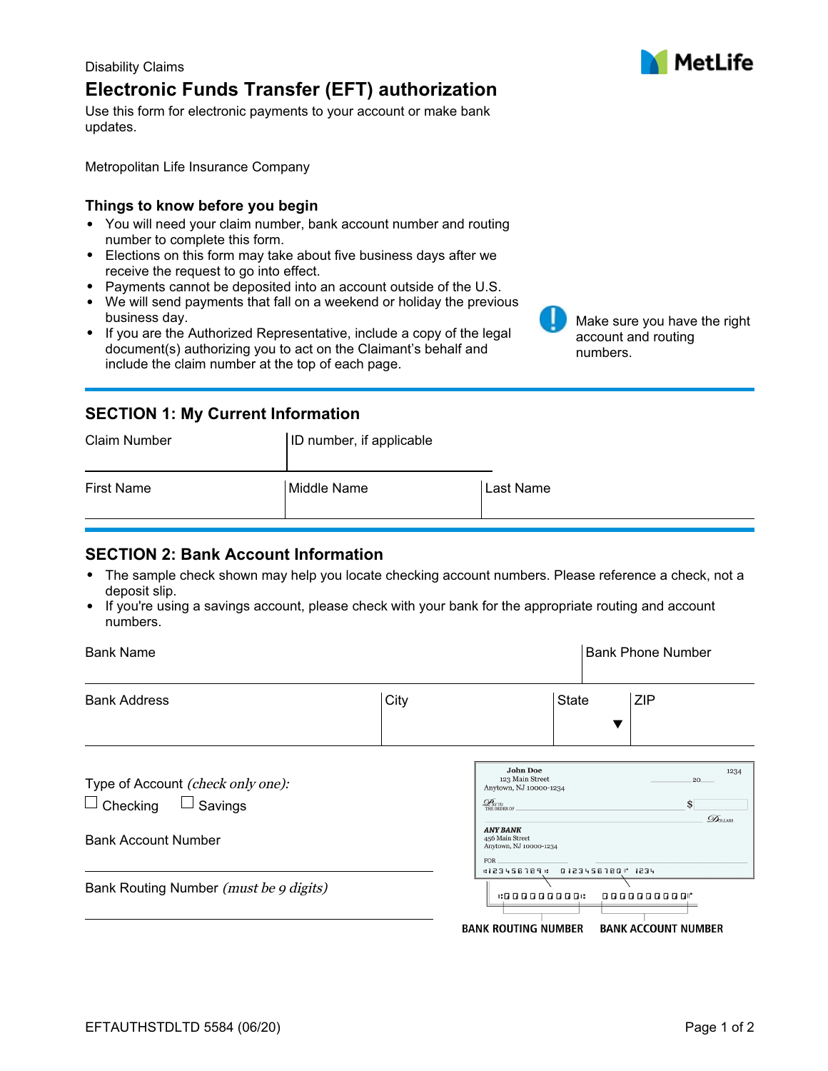Disability Claims

# Electronic Funds Transfer (EFT) authorization

Use this form for electronic payments to your account or make bank updates.

Metropolitan Life Insurance Company

### Things to know before you begin

- You will need your claim number, bank account number and routing number to complete this form.
- Elections on this form may take about five business days after we receive the request to go into effect.
- Payments cannot be deposited into an account outside of the U.S.
- We will send payments that fall on a weekend or holiday the previous business day.
- If you are the Authorized Representative, include a copy of the legal document(s) authorizing you to act on the Claimant's behalf and include the claim number at the top of each page.

Make sure you have the right account and routing numbers.

## SECTION 1: My Current Information

| Claim Number | ID number, if applicable | |
|---|---|---|
| First Name | Middle Name | Last Name |

## SECTION 2: Bank Account Information

- The sample check shown may help you locate checking account numbers. Please reference a check, not a deposit slip.
- If you're using a savings account, please check with your bank for the appropriate routing and account numbers.

| Bank Name | | | Bank Phone Number |
|---|---|---|---|
| Bank Address | City | State | ZIP |

Type of Account *(check only one)*:

☐ Checking ☐ Savings

Bank Account Number

Bank Routing Number *(must be 9 digits)*

BANK ROUTING NUMBER BANK ACCOUNT NUMBER

EFTAUTHSTDLTD 5584 (06/20)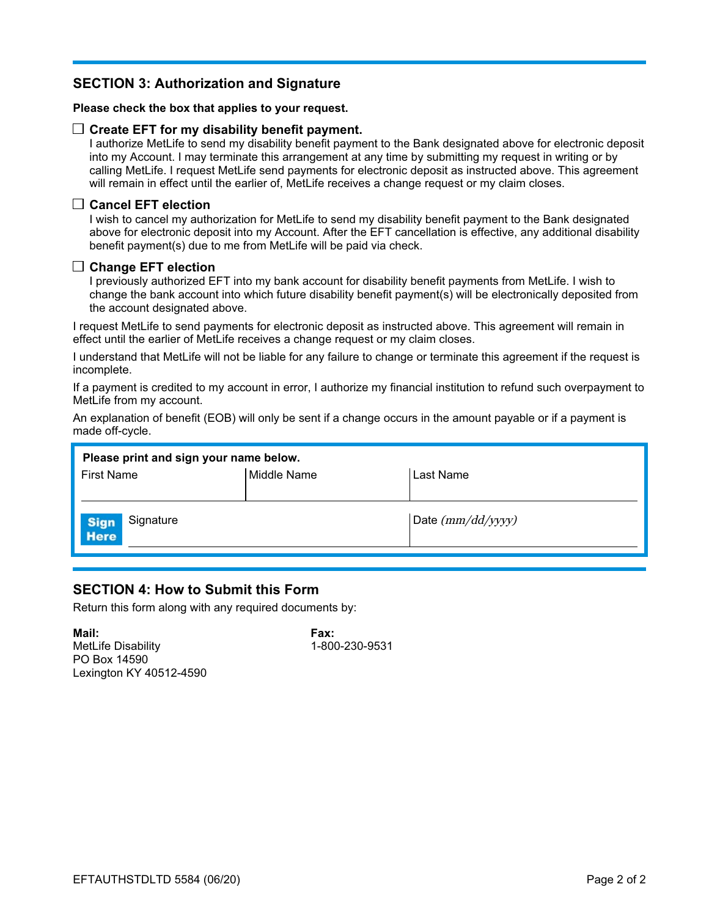## SECTION 3: Authorization and Signature

**Please check the box that applies to your request.**

☐ **Create EFT for my disability benefit payment.**
I authorize MetLife to send my disability benefit payment to the Bank designated above for electronic deposit into my Account. I may terminate this arrangement at any time by submitting my request in writing or by calling MetLife. I request MetLife send payments for electronic deposit as instructed above. This agreement will remain in effect until the earlier of, MetLife receives a change request or my claim closes.

☐ **Cancel EFT election**
I wish to cancel my authorization for MetLife to send my disability benefit payment to the Bank designated above for electronic deposit into my Account. After the EFT cancellation is effective, any additional disability benefit payment(s) due to me from MetLife will be paid via check.

☐ **Change EFT election**
I previously authorized EFT into my bank account for disability benefit payments from MetLife. I wish to change the bank account into which future disability benefit payment(s) will be electronically deposited from the account designated above.

I request MetLife to send payments for electronic deposit as instructed above. This agreement will remain in effect until the earlier of MetLife receives a change request or my claim closes.

I understand that MetLife will not be liable for any failure to change or terminate this agreement if the request is incomplete.

If a payment is credited to my account in error, I authorize my financial institution to refund such overpayment to MetLife from my account.

An explanation of benefit (EOB) will only be sent if a change occurs in the amount payable or if a payment is made off-cycle.

**Please print and sign your name below.**

| First Name | Middle Name | Last Name |
|---|---|---|
| | | |

| **Sign Here** Signature | Date *(mm/dd/yyyy)* |
|---|---|
| | |

## SECTION 4: How to Submit this Form

Return this form along with any required documents by:

**Mail:**
MetLife Disability
PO Box 14590
Lexington KY 40512-4590

**Fax:**
1-800-230-9531

EFTAUTHSTDLTD 5584 (06/20)